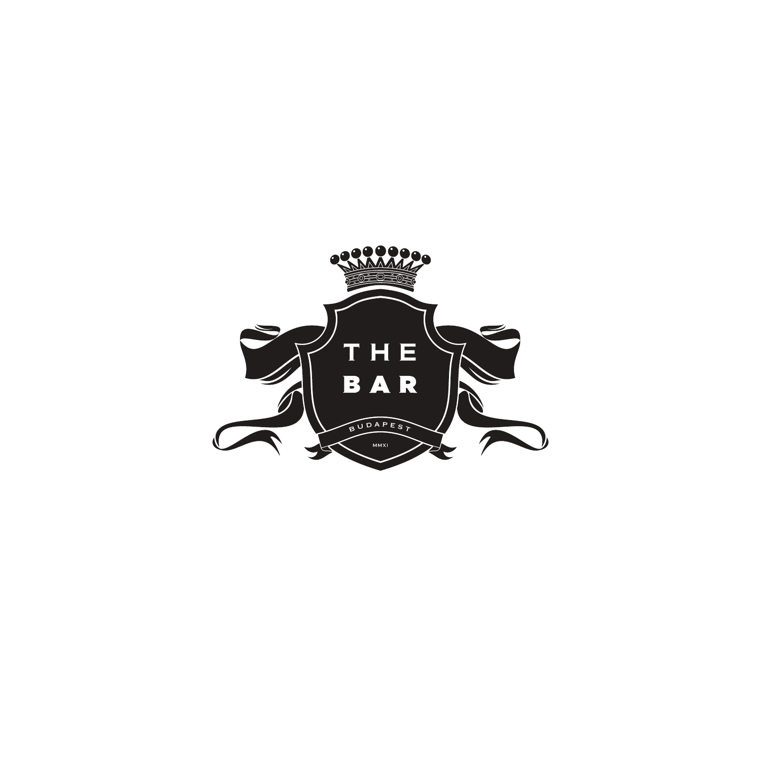# THE BAR

BUDAPEST

MMXI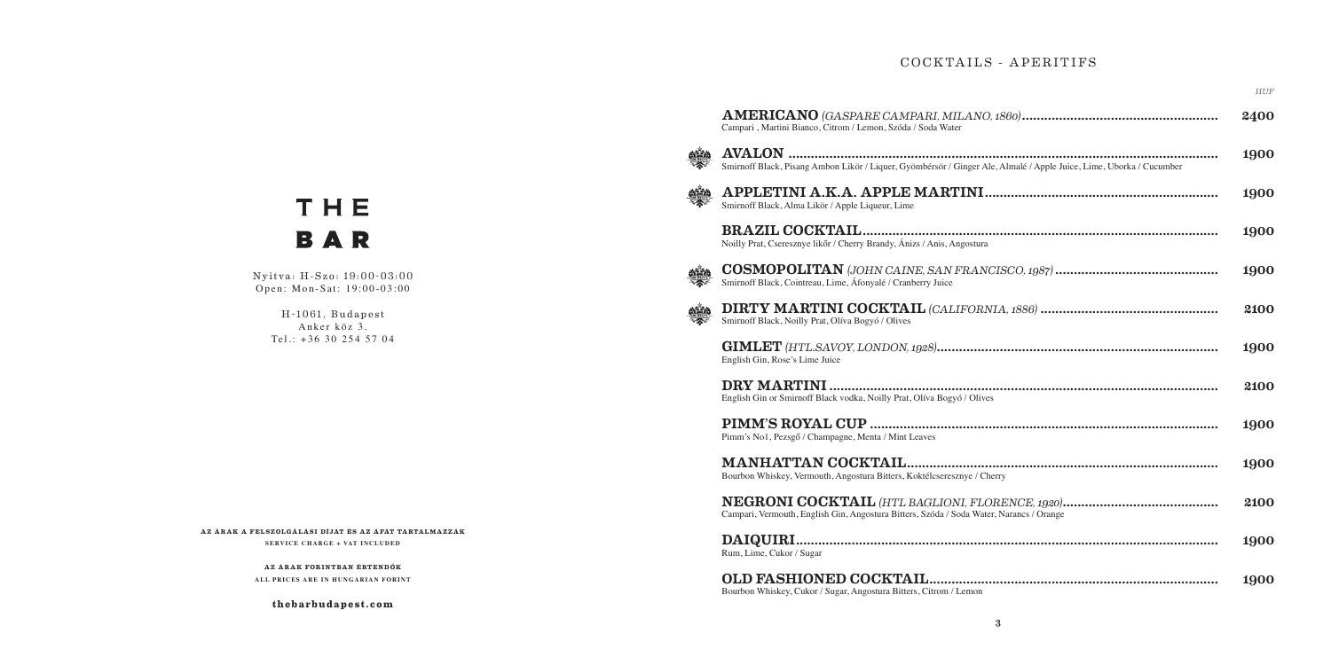# THE BAR

Nyitva: H-Szo: 19:00-03:00
Open: Mon-Sat: 19:00-03:00

H-1061, Budapest
Anker köz 3.
Tel.: +36 30 254 57 04

**AZ ÁRAK A FELSZOLGÁLÁSI DÍJAT ÉS AZ ÁFÁT TARTALMAZZÁK**
**SERVICE CHARGE + VAT INCLUDED**

**AZ ÁRAK FORINTBAN ÉRTENDŐK**
**ALL PRICES ARE IN HUNGARIAN FORINT**

**thebarbudapest.com**

## COCKTAILS - APERITIFS

*HUF*

**AMERICANO** *(GASPARE CAMPARI, MILANO, 1860)* .......... **2400**
Campari , Martini Bianco, Citrom / Lemon, Szóda / Soda Water

**AVALON** .......... **1900**
Smirnoff Black, Pisang Ambon Likör / Liquer, Gyömbérsör / Ginger Ale, Almalé / Apple Juice, Lime, Uborka / Cucumber

**APPLETINI A.K.A. APPLE MARTINI** .......... **1900**
Smirnoff Black, Alma Likör / Apple Liqueur, Lime

**BRAZIL COCKTAIL** .......... **1900**
Noilly Prat, Cseresznye likőr / Cherry Brandy, Ánizs / Anis, Angostura

**COSMOPOLITAN** *(JOHN CAINE, SAN FRANCISCO, 1987)* .......... **1900**
Smirnoff Black, Cointreau, Lime, Áfonyalé / Cranberry Juice

**DIRTY MARTINI COCKTAIL** *(CALIFORNIA, 1886)* .......... **2100**
Smirnoff Black, Noilly Prat, Olíva Bogyó / Olives

**GIMLET** *(HTL.SAVOY, LONDON, 1928)* .......... **1900**
English Gin, Rose's Lime Juice

**DRY MARTINI** .......... **2100**
English Gin or Smirnoff Black vodka, Noilly Prat, Olíva Bogyó / Olives

**PIMM'S ROYAL CUP** .......... **1900**
Pimm's No1, Pezsgő / Champagne, Menta / Mint Leaves

**MANHATTAN COCKTAIL** .......... **1900**
Bourbon Whiskey, Vermouth, Angostura Bitters, Koktélcseresznye / Cherry

**NEGRONI COCKTAIL** *(HTL BAGLIONI, FLORENCE, 1920)* .......... **2100**
Campari, Vermouth, English Gin, Angostura Bitters, Szóda / Soda Water, Narancs / Orange

**DAIQUIRI** .......... **1900**
Rum, Lime, Cukor / Sugar

**OLD FASHIONED COCKTAIL** .......... **1900**
Bourbon Whiskey, Cukor / Sugar, Angostura Bitters, Citrom / Lemon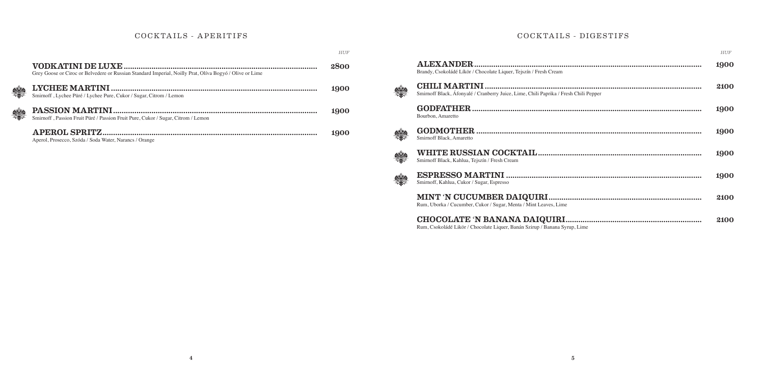## COCKTAILS - APERITIFS

*HUF*

**VODKATINI DE LUXE** ........................................ **2800**
Grey Goose or Ciroc or Belvedere or Russian Standard Imperial, Noilly Prat, Olíva Bogyó / Olive or Lime

**LYCHEE MARTINI** ........................................ **1900**
Smirnoff , Lychee Püré / Lychee Pure, Cukor / Sugar, Citrom / Lemon

**PASSION MARTINI** ........................................ **1900**
Smirnoff , Passion Fruit Püré / Passion Fruit Pure, Cukor / Sugar, Citrom / Lemon

**APEROL SPRITZ** ........................................ **1900**
Aperol, Prosecco, Szóda / Soda Water, Narancs / Orange

## COCKTAILS - DIGESTIFS

*HUF*

**ALEXANDER** ........................................ **1900**
Brandy, Csokoládé Likőr / Chocolate Liquer, Tejszín / Fresh Cream

**CHILI MARTINI** ........................................ **2100**
Smirnoff Black, Áfonyalé / Cranberry Juice, Lime, Chili Paprika / Fresh Chili Pepper

**GODFATHER** ........................................ **1900**
Bourbon, Amaretto

**GODMOTHER** ........................................ **1900**
Smirnoff Black, Amaretto

**WHITE RUSSIAN COCKTAIL** ........................................ **1900**
Smirnoff Black, Kahlua, Tejszín / Fresh Cream

**ESPRESSO MARTINI** ........................................ **1900**
Smirnoff, Kahlua, Cukor / Sugar, Espresso

**MINT 'N CUCUMBER DAIQUIRI** ........................................ **2100**
Rum, Uborka / Cucumber, Cukor / Sugar, Menta / Mint Leaves, Lime

**CHOCOLATE 'N BANANA DAIQUIRI** ........................................ **2100**
Rum, Csokoládé Likőr / Chocolate Liquer, Banán Szirup / Banana Syrup, Lime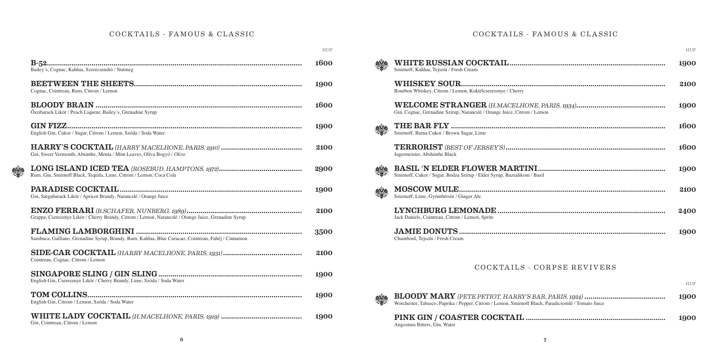## COCKTAILS - FAMOUS & CLASSIC

| | HUF |
|---|---|
| **B-52** <br> Bailey's, Cognac, Kahlua, Szerecsendió / Nutmeg | **1600** |
| **BEETWEEN THE SHEETS** <br> Cognac, Cointreau, Rum, Citrom / Lemon | **1900** |
| **BLOODY BRAIN** <br> Őszibarack Likör / Peach Liqueur, Bailey's, Grenadine Syrup | **1600** |
| **GIN FIZZ** <br> English Gin, Cukor / Sugar, Citrom / Lemon, Szóda / Soda Water | **1900** |
| **HARRY'S COCKTAIL** *(HARRY MACELHONE, PARIS, 1910)* <br> Gin, Sweet Vermouth, Absinthe, Menta / Mint Leaves, Olíva Bogyó / Olive | **2100** |
| **LONG ISLAND ICED TEA** *(ROSEBUD, HAMPTONS, 1972)* <br> Rum, Gin, Smirnoff Black, Tequila, Lime, Citrom / Lemon, Coca Cola | **2900** |
| **PARADISE COCKTAIL** <br> Gin, Sárgabarack Likör / Apricot Brandy, Narancslé / Orange Juice | **1900** |
| **ENZO FERRARI** *(B.SCHAFER, NUNBERG, 1989)* <br> Grappa, Cseresznye Likör / Cherry Brandy, Citrom / Lemon, Narancslé / Orange Juice, Grenadine Syrup | **2100** |
| **FLAMING LAMBORGHINI** <br> Sambuca, Galliano, Grenadine Syrup, Brandy, Rum, Kahlua, Blue Curacao, Cointreau, Fahéj / Cinnamon | **3500** |
| **SIDE-CAR COCKTAIL** *(HARRY MACELHONE, PARIS, 1931)* <br> Cointreau, Cognac, Citrom / Lemon | **2100** |
| **SINGAPORE SLING / GIN SLING** <br> English Gin, Cseresznye Likör / Cherry Brandy, Lime, Szóda / Soda Water | **1900** |
| **TOM COLLINS** <br> English Gin, Citrom / Lemon, Szóda / Soda Water | **1900** |
| **WHITE LADY COCKTAIL** *(H.MACELHONE, PARIS, 1919)* <br> Gin, Cointreau, Citrom / Lemon | **1900** |

## COCKTAILS - FAMOUS & CLASSIC

| | HUF |
|---|---|
| **WHITE RUSSIAN COCKTAIL** <br> Smirnoff, Kahlua, Tejszín / Fresh Cream | **1900** |
| **WHISKEY SOUR** <br> Bourbon Whiskey, Citrom / Lemon, Koktélcseresznye / Cherry | **2100** |
| **WELCOME STRANGER** *(H.MACELHONE, PARIS, 1934)* <br> Gin, Cognac, Grenadine Szirup, Narancslé / Orange Juice, Citrom / Lemon | **1900** |
| **THE BAR FLY** <br> Smirnoff, Barna Cukor / Brown Sugar, Lime | **1600** |
| **TERRORIST** *(BEST OF JERSEY'S)* <br> Jagermeister, Abshinthe Black | **1600** |
| **BASIL 'N ELDER FLOWER MARTINI** <br> Smirnoff, Cukor / Sugar, Bodza Szirup / Elder Syrup, Bazsalikom / Basil | **1900** |
| **MOSCOW MULE** <br> Smirnoff, Lime, Gyömbérsör / Ginger Ale | **2100** |
| **LYNCHBURG LEMONADE** <br> Jack Daniels, Cointreau, Citrom / Lemon, Sprite | **2400** |
| **JAMIE DONUTS** <br> Chambord, Tejszín / Fresh Cream | **1900** |

## COCKTAILS - CORPSE REVIVERS

| | HUF |
|---|---|
| **BLOODY MARY** *(PETE PETIOT, HARRY'S BAR, PARIS, 1924)* <br> Worchester, Tabasco, Paprika / Pepper, Citrom / Lemon, Smirnoff Black, Paradicsomlé / Tomato Juice | **1900** |
| **PINK GIN / COASTER COCKTAIL** <br> Angostura Bitters, Gin, Water | **1900** |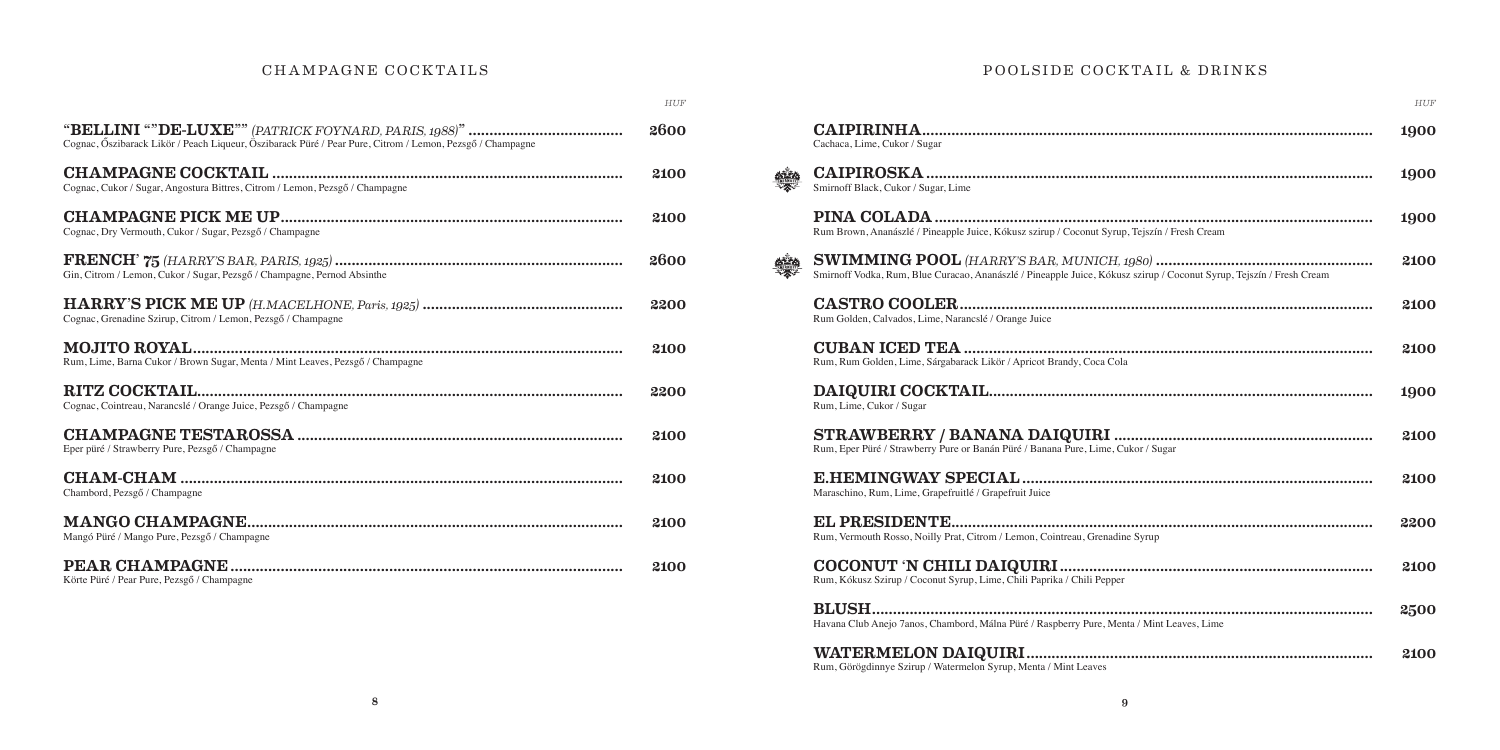## CHAMPAGNE COCKTAILS

*HUF*

**"BELLINI ""DE-LUXE""** *(PATRICK FOYNARD, PARIS, 1988)"* .................................... **2600**
Cognac, Őszibarack Likőr / Peach Liqueur, Őszibarack Püré / Pear Pure, Citrom / Lemon, Pezsgő / Champagne

**CHAMPAGNE COCKTAIL** .................................................................................. **2100**
Cognac, Cukor / Sugar, Angostura Bittres, Citrom / Lemon, Pezsgő / Champagne

**CHAMPAGNE PICK ME UP** ................................................................................ **2100**
Cognac, Dry Vermouth, Cukor / Sugar, Pezsgő / Champagne

**FRENCH' 75** *(HARRY'S BAR, PARIS, 1925)* .................................................................... **2600**
Gin, Citrom / Lemon, Cukor / Sugar, Pezsgő / Champagne, Pernod Absinthe

**HARRY'S PICK ME UP** *(H.MACELHONE, Paris, 1925)* ................................................ **2200**
Cognac, Grenadine Szirup, Citrom / Lemon, Pezsgő / Champagne

**MOJITO ROYAL** .................................................................................................... **2100**
Rum, Lime, Barna Cukor / Brown Sugar, Menta / Mint Leaves, Pezsgő / Champagne

**RITZ COCKTAIL** .................................................................................................... **2200**
Cognac, Cointreau, Narancslé / Orange Juice, Pezsgő / Champagne

**CHAMPAGNE TESTAROSSA** ............................................................................ **2100**
Eper püré / Strawberry Pure, Pezsgő / Champagne

**CHAM-CHAM** ........................................................................................................ **2100**
Chambord, Pezsgő / Champagne

**MANGO CHAMPAGNE** ........................................................................................ **2100**
Mangó Püré / Mango Pure, Pezsgő / Champagne

**PEAR CHAMPAGNE** ............................................................................................ **2100**
Körte Püré / Pear Pure, Pezsgő / Champagne

## POOLSIDE COCKTAIL & DRINKS

*HUF*

**CAIPIRINHA** .......................................................................................................... **1900**
Cachaca, Lime, Cukor / Sugar

**CAIPIROSKA** .......................................................................................................... **1900**
Smirnoff Black, Cukor / Sugar, Lime

**PINA COLADA** ...................................................................................................... **1900**
Rum Brown, Ananászlé / Pineapple Juice, Kókusz szirup / Coconut Syrup, Tejszín / Fresh Cream

**SWIMMING POOL** *(HARRY'S BAR, MUNICH, 1980)* ................................................... **2100**
Smirnoff Vodka, Rum, Blue Curacao, Ananászlé / Pineapple Juice, Kókusz szirup / Coconut Syrup, Tejszín / Fresh Cream

**CASTRO COOLER** .................................................................................................. **2100**
Rum Golden, Calvados, Lime, Narancslé / Orange Juice

**CUBAN ICED TEA** .................................................................................................. **2100**
Rum, Rum Golden, Lime, Sárgabarack Likőr / Apricot Brandy, Coca Cola

**DAIQUIRI COCKTAIL** ............................................................................................ **1900**
Rum, Lime, Cukor / Sugar

**STRAWBERRY / BANANA DAIQUIRI** ............................................................ **2100**
Rum, Eper Püré / Strawberry Pure or Banán Püré / Banana Pure, Lime, Cukor / Sugar

**E.HEMINGWAY SPECIAL** .................................................................................. **2100**
Maraschino, Rum, Lime, Grapefruitlé / Grapefruit Juice

**EL PRESIDENTE** .................................................................................................... **2200**
Rum, Vermouth Rosso, Noilly Prat, Citrom / Lemon, Cointreau, Grenadine Syrup

**COCONUT 'N CHILI DAIQUIRI** .......................................................................... **2100**
Rum, Kókusz Szirup / Coconut Syrup, Lime, Chili Paprika / Chili Pepper

**BLUSH** .................................................................................................................... **2500**
Havana Club Anejo 7anos, Chambord, Málna Püré / Raspberry Pure, Menta / Mint Leaves, Lime

**WATERMELON DAIQUIRI** .................................................................................. **2100**
Rum, Görögdinnye Szirup / Watermelon Syrup, Menta / Mint Leaves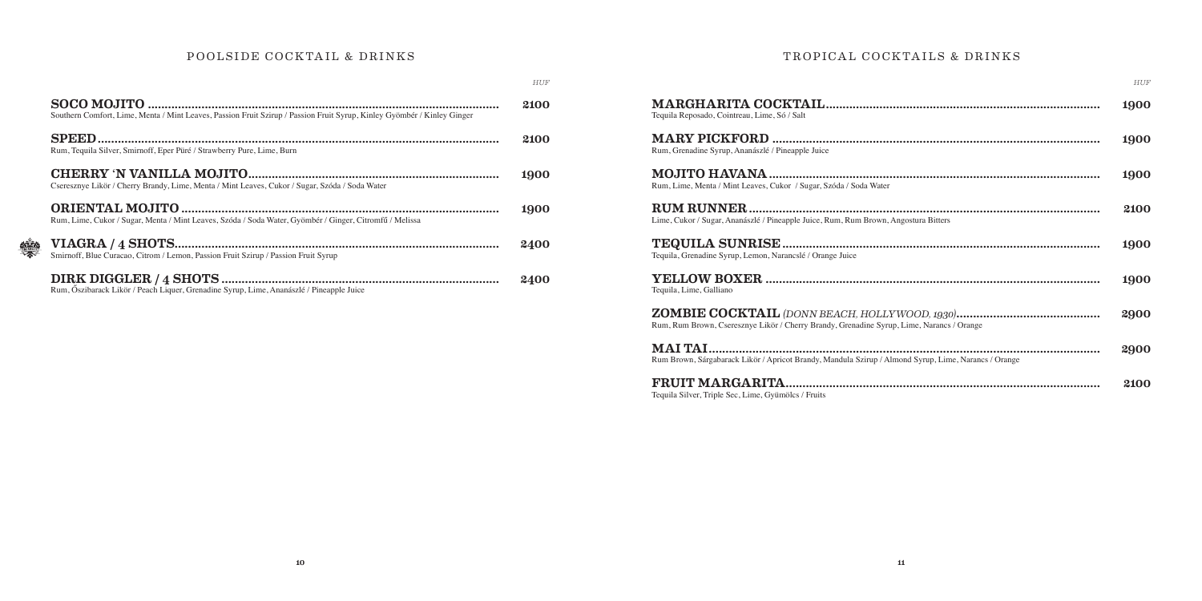## POOLSIDE COCKTAIL & DRINKS

*HUF*

**SOCO MOJITO** ........................................ **2100**
Southern Comfort, Lime, Menta / Mint Leaves, Passion Fruit Szirup / Passion Fruit Syrup, Kinley Gyömbér / Kinley Ginger

**SPEED** ........................................ **2100**
Rum, Tequila Silver, Smirnoff, Eper Püré / Strawberry Pure, Lime, Burn

**CHERRY 'N VANILLA MOJITO** ........................................ **1900**
Cseresznye Likör / Cherry Brandy, Lime, Menta / Mint Leaves, Cukor / Sugar, Szóda / Soda Water

**ORIENTAL MOJITO** ........................................ **1900**
Rum, Lime, Cukor / Sugar, Menta / Mint Leaves, Szóda / Soda Water, Gyömbér / Ginger, Citromfű / Melissa

**VIAGRA / 4 SHOTS** ........................................ **2400**
Smirnoff, Blue Curacao, Citrom / Lemon, Passion Fruit Szirup / Passion Fruit Syrup

**DIRK DIGGLER / 4 SHOTS** ........................................ **2400**
Rum, Őszibarack Likör / Peach Liquer, Grenadine Syrup, Lime, Ananászlé / Pineapple Juice

## TROPICAL COCKTAILS & DRINKS

*HUF*

**MARGHARITA COCKTAIL** ........................................ **1900**
Tequila Reposado, Cointreau, Lime, Só / Salt

**MARY PICKFORD** ........................................ **1900**
Rum, Grenadine Syrup, Ananászlé / Pineapple Juice

**MOJITO HAVANA** ........................................ **1900**
Rum, Lime, Menta / Mint Leaves, Cukor / Sugar, Szóda / Soda Water

**RUM RUNNER** ........................................ **2100**
Lime, Cukor / Sugar, Ananászlé / Pineapple Juice, Rum, Rum Brown, Angostura Bitters

**TEQUILA SUNRISE** ........................................ **1900**
Tequila, Grenadine Syrup, Lemon, Narancslé / Orange Juice

**YELLOW BOXER** ........................................ **1900**
Tequila, Lime, Galliano

**ZOMBIE COCKTAIL** *(DONN BEACH, HOLLYWOOD, 1930)* ........................................ **2900**
Rum, Rum Brown, Cseresznye Likör / Cherry Brandy, Grenadine Syrup, Lime, Narancs / Orange

**MAI TAI** ........................................ **2900**
Rum Brown, Sárgabarack Likör / Apricot Brandy, Mandula Szirup / Almond Syrup, Lime, Narancs / Orange

**FRUIT MARGARITA** ........................................ **2100**
Tequila Silver, Triple Sec, Lime, Gyümölcs / Fruits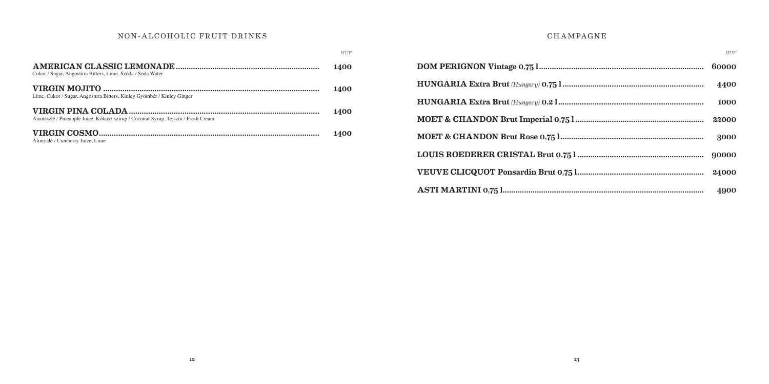## NON-ALCOHOLIC FRUIT DRINKS

| | *HUF* |
|---|---|
| **AMERICAN CLASSIC LEMONADE**<br>Cukor / Sugar, Angostura Bitters, Lime, Szóda / Soda Water | **1400** |
| **VIRGIN MOJITO**<br>Lime, Cukor / Sugar, Angostura Bitters, Kinley Gyömbér / Kinley Ginger | **1400** |
| **VIRGIN PINA COLADA**<br>Ananászlé / Pineapple Juice, Kókusz szirup / Coconut Syrup, Tejszín / Fresh Cream | **1400** |
| **VIRGIN COSMO**<br>Áfonyalé / Cranberry Juice, Lime | **1400** |

## CHAMPAGNE

| | *HUF* |
|---|---|
| **DOM PERIGNON Vintage 0,75 l** | **60000** |
| **HUNGARIA Extra Brut** *(Hungary)* **0,75 l** | **4400** |
| **HUNGARIA Extra Brut** *(Hungary)* **0,2 l** | **1000** |
| **MOET & CHANDON Brut Imperial 0,75 l** | **22000** |
| **MOET & CHANDON Brut Rose 0,75 l** | **3000** |
| **LOUIS ROEDERER CRISTAL Brut 0,75 l** | **90000** |
| **VEUVE CLICQUOT Ponsardin Brut 0,75 l** | **24000** |
| **ASTI MARTINI 0,75 l** | **4900** |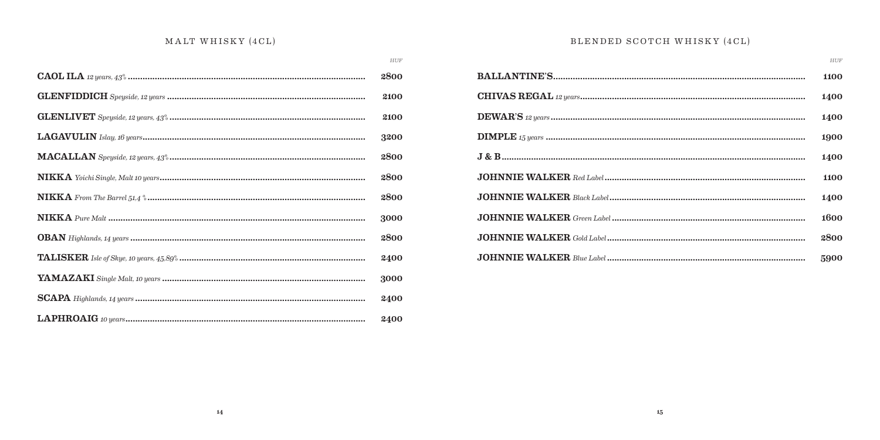## MALT WHISKY (4CL)

| | HUF |
|---|---|
| **CAOL ILA** *12 years, 43%* | 2800 |
| **GLENFIDDICH** *Speyside, 12 years* | 2100 |
| **GLENLIVET** *Speyside, 12 years, 43%* | 2100 |
| **LAGAVULIN** *Islay, 16 years* | 3200 |
| **MACALLAN** *Speyside, 12 years, 43%* | 2800 |
| **NIKKA** *Yoichi Single, Malt 10 years* | 2800 |
| **NIKKA** *From The Barrel 51,4 %* | 2800 |
| **NIKKA** *Pure Malt* | 3000 |
| **OBAN** *Highlands, 14 years* | 2800 |
| **TALISKER** *Isle of Skye, 10 years, 45,89%* | 2400 |
| **YAMAZAKI** *Single Malt, 10 years* | 3000 |
| **SCAPA** *Highlands, 14 years* | 2400 |
| **LAPHROAIG** *10 years* | 2400 |

## BLENDED SCOTCH WHISKY (4CL)

| | HUF |
|---|---|
| **BALLANTINE'S** | 1100 |
| **CHIVAS REGAL** *12 years* | 1400 |
| **DEWAR'S** *12 years* | 1400 |
| **DIMPLE** *15 years* | 1900 |
| **J & B** | 1400 |
| **JOHNNIE WALKER** *Red Label* | 1100 |
| **JOHNNIE WALKER** *Black Label* | 1400 |
| **JOHNNIE WALKER** *Green Label* | 1600 |
| **JOHNNIE WALKER** *Gold Label* | 2800 |
| **JOHNNIE WALKER** *Blue Label* | 5900 |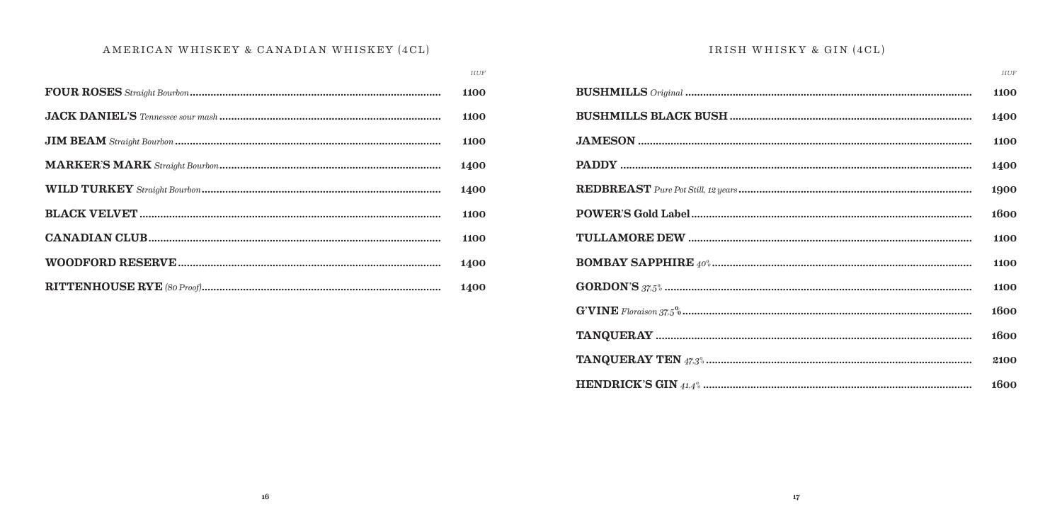## AMERICAN WHISKEY & CANADIAN WHISKEY (4CL)

| | HUF |
|---|---|
| **FOUR ROSES** *Straight Bourbon* | 1100 |
| **JACK DANIEL'S** *Tennessee sour mash* | 1100 |
| **JIM BEAM** *Straight Bourbon* | 1100 |
| **MARKER'S MARK** *Straight Bourbon* | 1400 |
| **WILD TURKEY** *Straight Bourbon* | 1400 |
| **BLACK VELVET** | 1100 |
| **CANADIAN CLUB** | 1100 |
| **WOODFORD RESERVE** | 1400 |
| **RITTENHOUSE RYE** *(80 Proof)* | 1400 |

## IRISH WHISKY & GIN (4CL)

| | HUF |
|---|---|
| **BUSHMILLS** *Original* | 1100 |
| **BUSHMILLS BLACK BUSH** | 1400 |
| **JAMESON** | 1100 |
| **PADDY** | 1400 |
| **REDBREAST** *Pure Pot Still, 12 years* | 1900 |
| **POWER'S Gold Label** | 1600 |
| **TULLAMORE DEW** | 1100 |
| **BOMBAY SAPPHIRE** *40%* | 1100 |
| **GORDON'S** *37,5%* | 1100 |
| **G'VINE** *Floraison 37,5%* | 1600 |
| **TANQUERAY** | 1600 |
| **TANQUERAY TEN** *47,3%* | 2100 |
| **HENDRICK'S GIN** *41,4%* | 1600 |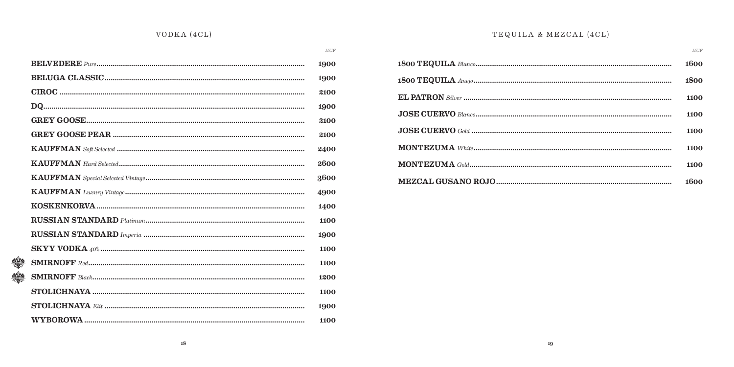## VODKA (4CL)

| | HUF |
|---|---|
| **BELVEDERE** *Pure* | 1900 |
| **BELUGA CLASSIC** | 1900 |
| **CIROC** | 2100 |
| **DQ** | 1900 |
| **GREY GOOSE** | 2100 |
| **GREY GOOSE PEAR** | 2100 |
| **KAUFFMAN** *Soft Selected* | 2400 |
| **KAUFFMAN** *Hard Selected* | 2600 |
| **KAUFFMAN** *Special Selected Vintage* | 3600 |
| **KAUFFMAN** *Luxury Vintage* | 4900 |
| **KOSKENKORVA** | 1400 |
| **RUSSIAN STANDARD** *Platinum* | 1100 |
| **RUSSIAN STANDARD** *Imperia* | 1900 |
| **SKYY VODKA** *40%* | 1100 |
| **SMIRNOFF** *Red* | 1100 |
| **SMIRNOFF** *Black* | 1200 |
| **STOLICHNAYA** | 1100 |
| **STOLICHNAYA** *Elit* | 1900 |
| **WYBOROWA** | 1100 |

## TEQUILA & MEZCAL (4CL)

| | HUF |
|---|---|
| **1800 TEQUILA** *Blanco* | 1600 |
| **1800 TEQUILA** *Anejo* | 1800 |
| **EL PATRON** *Silver* | 1100 |
| **JOSE CUERVO** *Blanco* | 1100 |
| **JOSE CUERVO** *Gold* | 1100 |
| **MONTEZUMA** *White* | 1100 |
| **MONTEZUMA** *Gold* | 1100 |
| **MEZCAL GUSANO ROJO** | 1600 |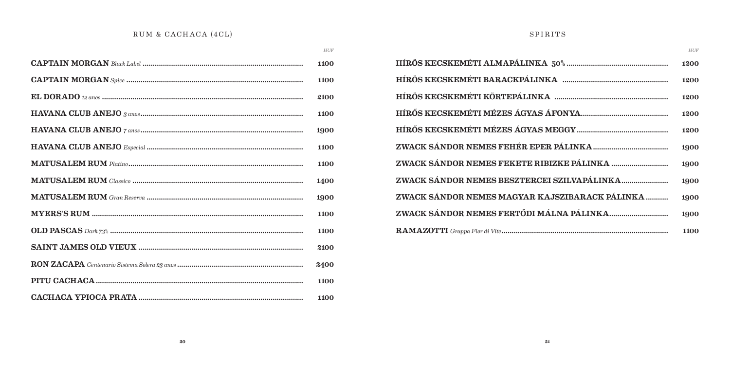## RUM & CACHACA (4CL)

| | HUF |
|---|---|
| **CAPTAIN MORGAN** *Black Label* | 1100 |
| **CAPTAIN MORGAN** *Spice* | 1100 |
| **EL DORADO** *12 anos* | 2100 |
| **HAVANA CLUB ANEJO** *3 anos* | 1100 |
| **HAVANA CLUB ANEJO** *7 anos* | 1900 |
| **HAVANA CLUB ANEJO** *Especial* | 1100 |
| **MATUSALEM RUM** *Platino* | 1100 |
| **MATUSALEM RUM** *Classico* | 1400 |
| **MATUSALEM RUM** *Gran Reserva* | 1900 |
| **MYERS'S RUM** | 1100 |
| **OLD PASCAS** *Dark 73%* | 1100 |
| **SAINT JAMES OLD VIEUX** | 2100 |
| **RON ZACAPA** *Centenario Sistema Solera 23 anos* | 2400 |
| **PITU CACHACA** | 1100 |
| **CACHACA YPIOCA PRATA** | 1100 |

## SPIRITS

| | HUF |
|---|---|
| **HÍRÖS KECSKEMÉTI ALMAPÁLINKA 50%** | 1200 |
| **HÍRÖS KECSKEMÉTI BARACKPÁLINKA** | 1200 |
| **HÍRÖS KECSKEMÉTI KÖRTEPÁLINKA** | 1200 |
| **HÍRŐS KECSKEMÉTI MÉZES ÁGYAS ÁFONYA** | 1200 |
| **HÍRŐS KECSKEMÉTI MÉZES ÁGYAS MEGGY** | 1200 |
| **ZWACK SÁNDOR NEMES FEHÉR EPER PÁLINKA** | 1900 |
| **ZWACK SÁNDOR NEMES FEKETE RIBIZKE PÁLINKA** | 1900 |
| **ZWACK SÁNDOR NEMES BESZTERCEI SZILVAPÁLINKA** | 1900 |
| **ZWACK SÁNDOR NEMES MAGYAR KAJSZIBARACK PÁLINKA** | 1900 |
| **ZWACK SÁNDOR NEMES FERTŐDI MÁLNA PÁLINKA** | 1900 |
| **RAMAZOTTI** *Grappa Fior di Vite* | 1100 |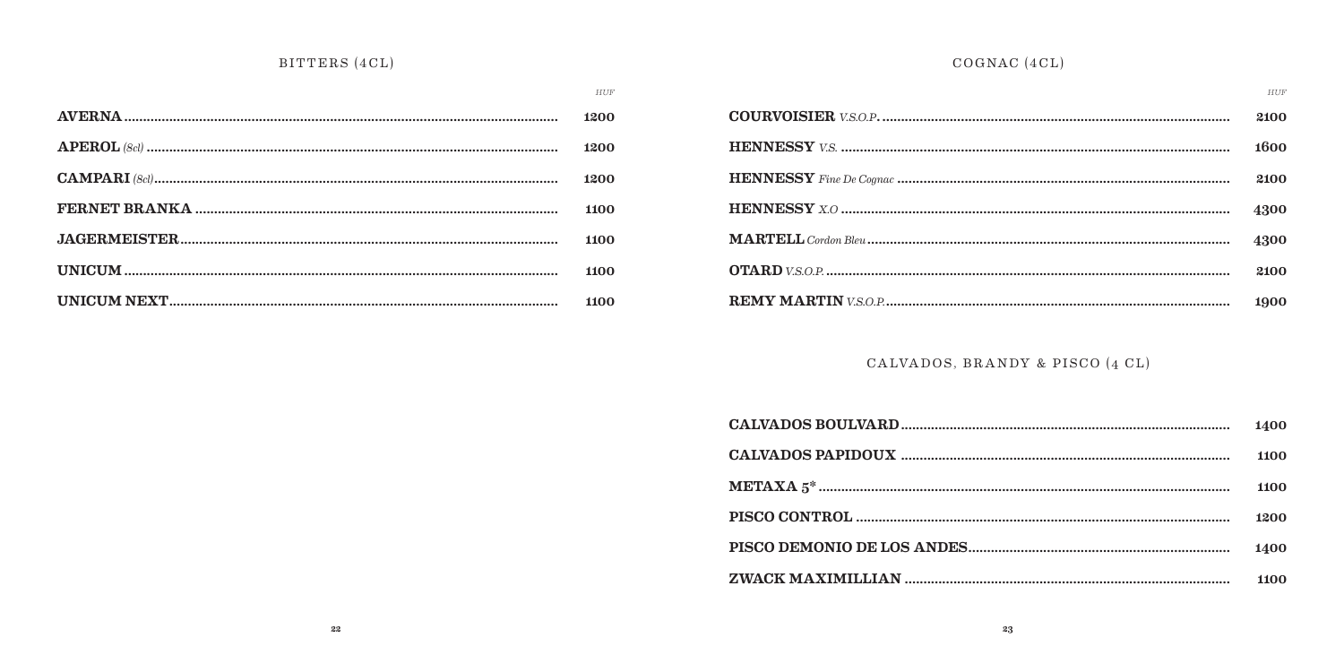## BITTERS (4CL)

| | HUF |
|---|---|
| **AVERNA** | **1200** |
| **APEROL** *(8cl)* | **1200** |
| **CAMPARI** *(8cl)* | **1200** |
| **FERNET BRANKA** | **1100** |
| **JAGERMEISTER** | **1100** |
| **UNICUM** | **1100** |
| **UNICUM NEXT** | **1100** |

## COGNAC (4CL)

| | HUF |
|---|---|
| **COURVOISIER** *V.S.O.P.* | **2100** |
| **HENNESSY** *V.S.* | **1600** |
| **HENNESSY** *Fine De Cognac* | **2100** |
| **HENNESSY** *X.O* | **4300** |
| **MARTELL** *Cordon Bleu* | **4300** |
| **OTARD** *V.S.O.P.* | **2100** |
| **REMY MARTIN** *V.S.O.P.* | **1900** |

## CALVADOS, BRANDY & PISCO (4 CL)

| | |
|---|---|
| **CALVADOS BOULVARD** | **1400** |
| **CALVADOS PAPIDOUX** | **1100** |
| **METAXA 5*** | **1100** |
| **PISCO CONTROL** | **1200** |
| **PISCO DEMONIO DE LOS ANDES** | **1400** |
| **ZWACK MAXIMILLIAN** | **1100** |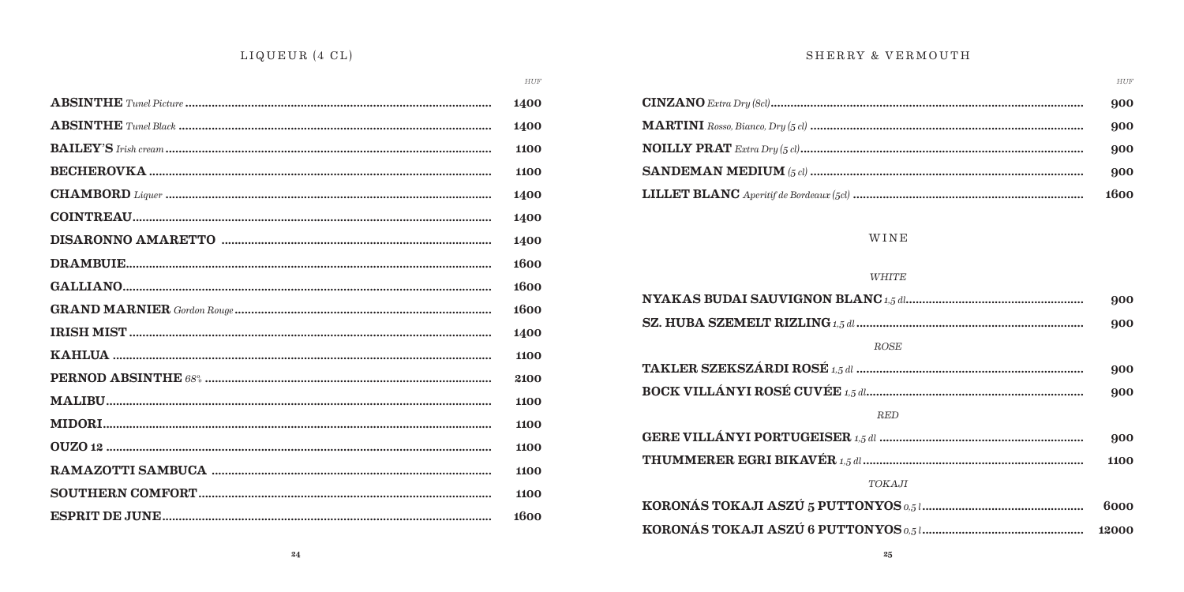## LIQUEUR (4 CL)

| | HUF |
|---|---|
| **ABSINTHE** *Tunel Picture* | 1400 |
| **ABSINTHE** *Tunel Black* | 1400 |
| **BAILEY'S** *Irish cream* | 1100 |
| **BECHEROVKA** | 1100 |
| **CHAMBORD** *Liquer* | 1400 |
| **COINTREAU** | 1400 |
| **DISARONNO AMARETTO** | 1400 |
| **DRAMBUIE** | 1600 |
| **GALLIANO** | 1600 |
| **GRAND MARNIER** *Gordon Rouge* | 1600 |
| **IRISH MIST** | 1400 |
| **KAHLUA** | 1100 |
| **PERNOD ABSINTHE** *68%* | 2100 |
| **MALIBU** | 1100 |
| **MIDORI** | 1100 |
| **OUZO 12** | 1100 |
| **RAMAZOTTI SAMBUCA** | 1100 |
| **SOUTHERN COMFORT** | 1100 |
| **ESPRIT DE JUNE** | 1600 |

## SHERRY & VERMOUTH

| | HUF |
|---|---|
| **CINZANO** *Extra Dry (8cl)* | 900 |
| **MARTINI** *Rosso, Bianco, Dry (5 cl)* | 900 |
| **NOILLY PRAT** *Extra Dry (5 cl)* | 900 |
| **SANDEMAN MEDIUM** *(5 cl)* | 900 |
| **LILLET BLANC** *Aperitif de Bordeaux (5cl)* | 1600 |

## WINE

### *WHITE*

| | |
|---|---|
| **NYAKAS BUDAI SAUVIGNON BLANC** *1,5 dl* | 900 |
| **SZ. HUBA SZEMELT RIZLING** *1,5 dl* | 900 |

### *ROSE*

| | |
|---|---|
| **TAKLER SZEKSZÁRDI ROSÉ** *1,5 dl* | 900 |
| **BOCK VILLÁNYI ROSÉ CUVÉE** *1,5 dl* | 900 |

### *RED*

| | |
|---|---|
| **GERE VILLÁNYI PORTUGEISER** *1,5 dl* | 900 |
| **THUMMERER EGRI BIKAVÉR** *1,5 dl* | 1100 |

### *TOKAJI*

| | |
|---|---|
| **KORONÁS TOKAJI ASZÚ 5 PUTTONYOS** *0,5 l* | 6000 |
| **KORONÁS TOKAJI ASZÚ 6 PUTTONYOS** *0,5 l* | 12000 |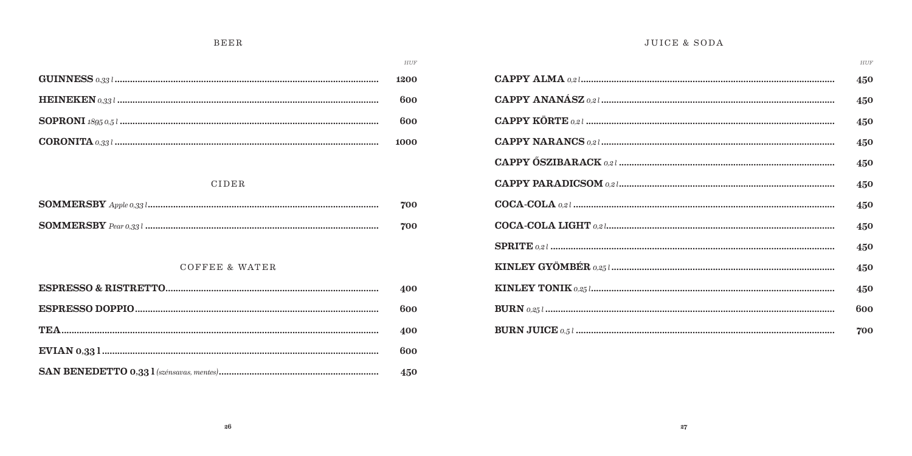## BEER

| | HUF |
|---|---|
| **GUINNESS** *0,33 l* | 1200 |
| **HEINEKEN** *0,33 l* | 600 |
| **SOPRONI** *1895 0,5 l* | 600 |
| **CORONITA** *0,33 l* | 1000 |

## CIDER

| | |
|---|---|
| **SOMMERSBY** *Apple 0,33 l* | 700 |
| **SOMMERSBY** *Pear 0,33 l* | 700 |

## COFFEE & WATER

| | |
|---|---|
| **ESPRESSO & RISTRETTO** | 400 |
| **ESPRESSO DOPPIO** | 600 |
| **TEA** | 400 |
| **EVIAN 0,33 l** | 600 |
| **SAN BENEDETTO 0,33 l** *(szénsavas, mentes)* | 450 |

## JUICE & SODA

| | HUF |
|---|---|
| **CAPPY ALMA** *0,2 l* | 450 |
| **CAPPY ANANÁSZ** *0,2 l* | 450 |
| **CAPPY KÖRTE** *0,2 l* | 450 |
| **CAPPY NARANCS** *0,2 l* | 450 |
| **CAPPY ŐSZIBARACK** *0,2 l* | 450 |
| **CAPPY PARADICSOM** *0,2 l* | 450 |
| **COCA-COLA** *0,2 l* | 450 |
| **COCA-COLA LIGHT** *0,2 l* | 450 |
| **SPRITE** *0,2 l* | 450 |
| **KINLEY GYÖMBÉR** *0,25 l* | 450 |
| **KINLEY TONIK** *0,25 l* | 450 |
| **BURN** *0,25 l* | 600 |
| **BURN JUICE** *0,5 l* | 700 |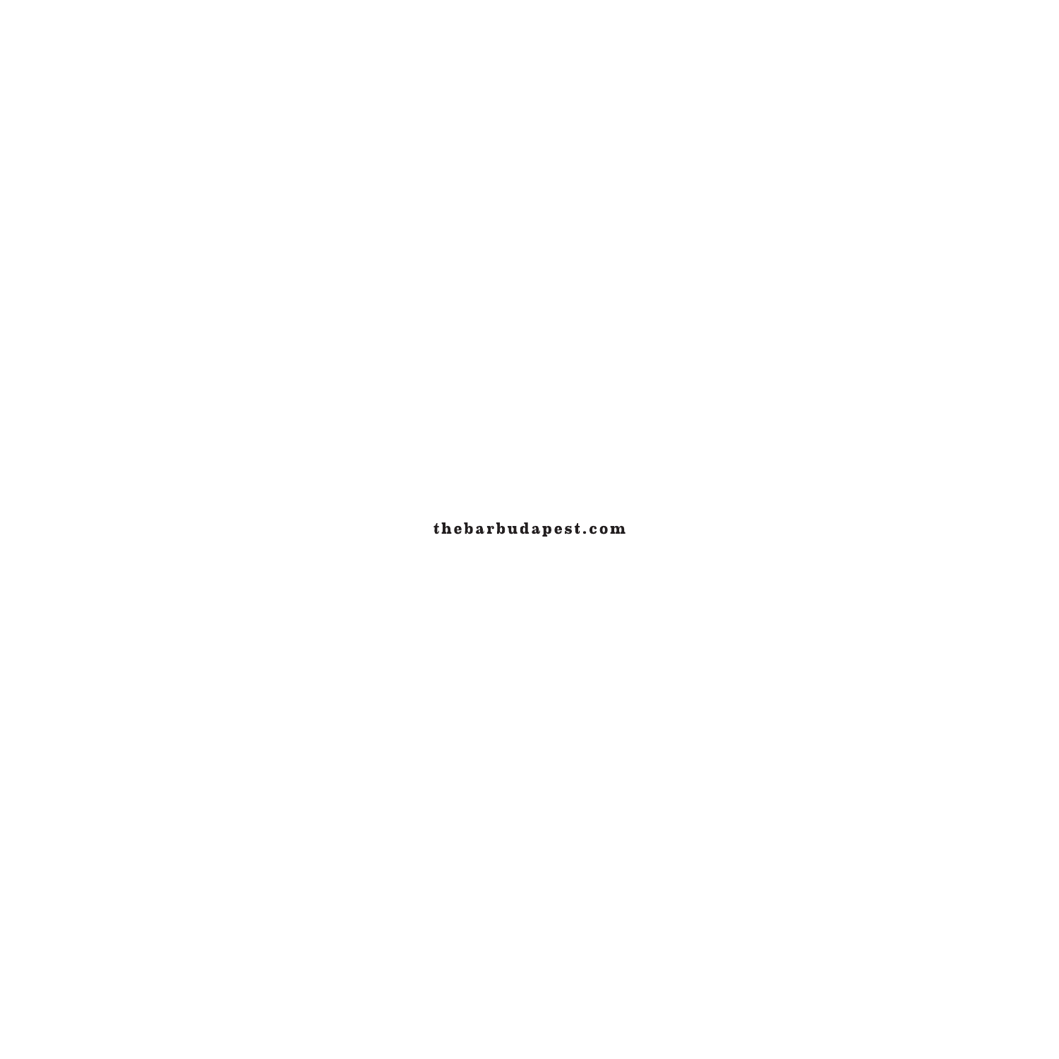**thebarbudapest.com**